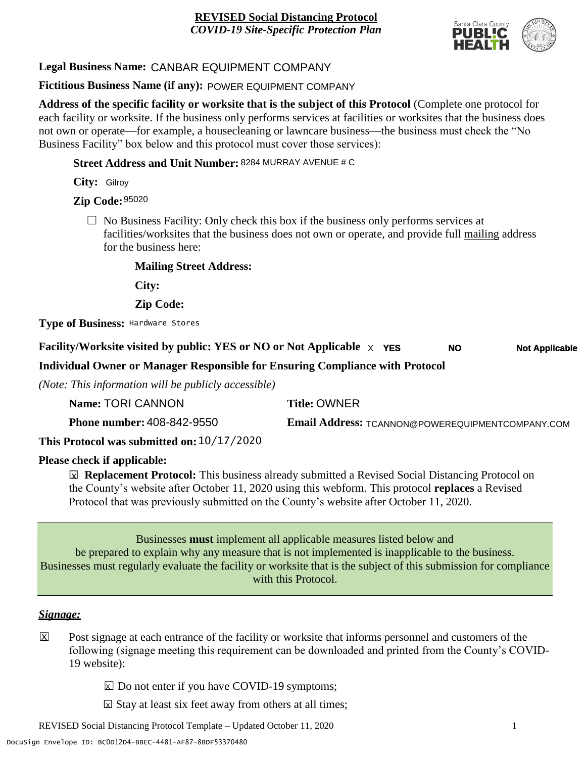**REVISED Social Distancing Protocol**
***COVID-19 Site-Specific Protection Plan***

**Legal Business Name:** CANBAR EQUIPMENT COMPANY

**Fictitious Business Name (if any):** POWER EQUIPMENT COMPANY

**Address of the specific facility or worksite that is the subject of this Protocol** (Complete one protocol for each facility or worksite. If the business only performs services at facilities or worksites that the business does not own or operate—for example, a housecleaning or lawncare business—the business must check the "No Business Facility" box below and this protocol must cover those services):

**Street Address and Unit Number:** 8284 MURRAY AVENUE # C

**City:** Gilroy

**Zip Code:** 95020

☐ No Business Facility: Only check this box if the business only performs services at facilities/worksites that the business does not own or operate, and provide full mailing address for the business here:

**Mailing Street Address:**

**City:**

**Zip Code:**

**Type of Business:** Hardware Stores

**Facility/Worksite visited by public: YES or NO or Not Applicable** X **YES** **NO** **Not Applicable**

**Individual Owner or Manager Responsible for Ensuring Compliance with Protocol**

*(Note: This information will be publicly accessible)*

**Name:** TORI CANNON **Title:** OWNER

**Phone number:** 408-842-9550 **Email Address:** TCANNON@POWEREQUIPMENTCOMPANY.COM

**This Protocol was submitted on:** 10/17/2020

**Please check if applicable:**

☒ **Replacement Protocol:** This business already submitted a Revised Social Distancing Protocol on the County's website after October 11, 2020 using this webform. This protocol **replaces** a Revised Protocol that was previously submitted on the County's website after October 11, 2020.

Businesses **must** implement all applicable measures listed below and be prepared to explain why any measure that is not implemented is inapplicable to the business. Businesses must regularly evaluate the facility or worksite that is the subject of this submission for compliance with this Protocol.

***Signage:***

☒ Post signage at each entrance of the facility or worksite that informs personnel and customers of the following (signage meeting this requirement can be downloaded and printed from the County's COVID-19 website):

☒ Do not enter if you have COVID-19 symptoms;

☒ Stay at least six feet away from others at all times;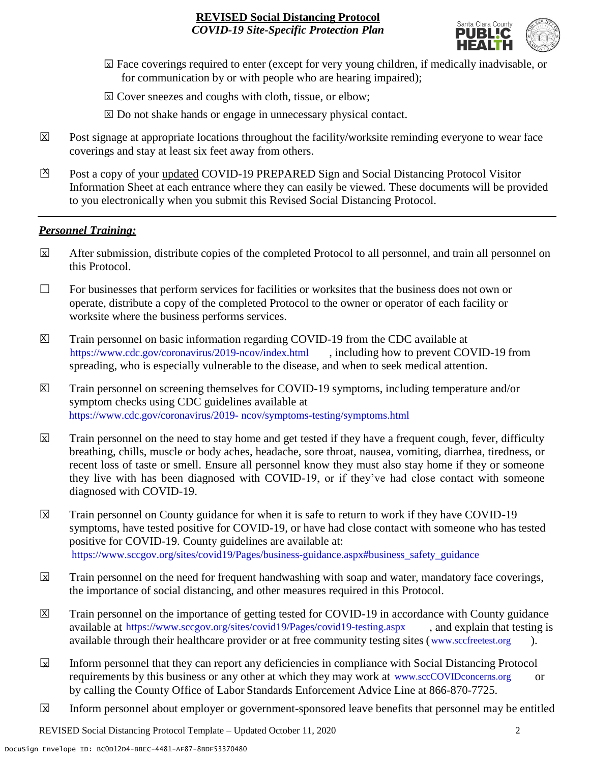☒ Face coverings required to enter (except for very young children, if medically inadvisable, or for communication by or with people who are hearing impaired);

☒ Cover sneezes and coughs with cloth, tissue, or elbow;

☒ Do not shake hands or engage in unnecessary physical contact.

☒ Post signage at appropriate locations throughout the facility/worksite reminding everyone to wear face coverings and stay at least six feet away from others.

☒ Post a copy of your updated COVID-19 PREPARED Sign and Social Distancing Protocol Visitor Information Sheet at each entrance where they can easily be viewed. These documents will be provided to you electronically when you submit this Revised Social Distancing Protocol.

---

***Personnel Training:***

☒ After submission, distribute copies of the completed Protocol to all personnel, and train all personnel on this Protocol.

☐ For businesses that perform services for facilities or worksites that the business does not own or operate, distribute a copy of the completed Protocol to the owner or operator of each facility or worksite where the business performs services.

☒ Train personnel on basic information regarding COVID-19 from the CDC available at https://www.cdc.gov/coronavirus/2019-ncov/index.html, including how to prevent COVID-19 from spreading, who is especially vulnerable to the disease, and when to seek medical attention.

☒ Train personnel on screening themselves for COVID-19 symptoms, including temperature and/or symptom checks using CDC guidelines available at https://www.cdc.gov/coronavirus/2019- ncov/symptoms-testing/symptoms.html

☒ Train personnel on the need to stay home and get tested if they have a frequent cough, fever, difficulty breathing, chills, muscle or body aches, headache, sore throat, nausea, vomiting, diarrhea, tiredness, or recent loss of taste or smell. Ensure all personnel know they must also stay home if they or someone they live with has been diagnosed with COVID-19, or if they've had close contact with someone diagnosed with COVID-19.

☒ Train personnel on County guidance for when it is safe to return to work if they have COVID-19 symptoms, have tested positive for COVID-19, or have had close contact with someone who has tested positive for COVID-19. County guidelines are available at: https://www.sccgov.org/sites/covid19/Pages/business-guidance.aspx#business_safety_guidance

☒ Train personnel on the need for frequent handwashing with soap and water, mandatory face coverings, the importance of social distancing, and other measures required in this Protocol.

☒ Train personnel on the importance of getting tested for COVID-19 in accordance with County guidance available at https://www.sccgov.org/sites/covid19/Pages/covid19-testing.aspx, and explain that testing is available through their healthcare provider or at free community testing sites (www.sccfreetest.org).

☒ Inform personnel that they can report any deficiencies in compliance with Social Distancing Protocol requirements by this business or any other at which they may work at www.sccCOVIDconcerns.org or by calling the County Office of Labor Standards Enforcement Advice Line at 866-870-7725.

☒ Inform personnel about employer or government-sponsored leave benefits that personnel may be entitled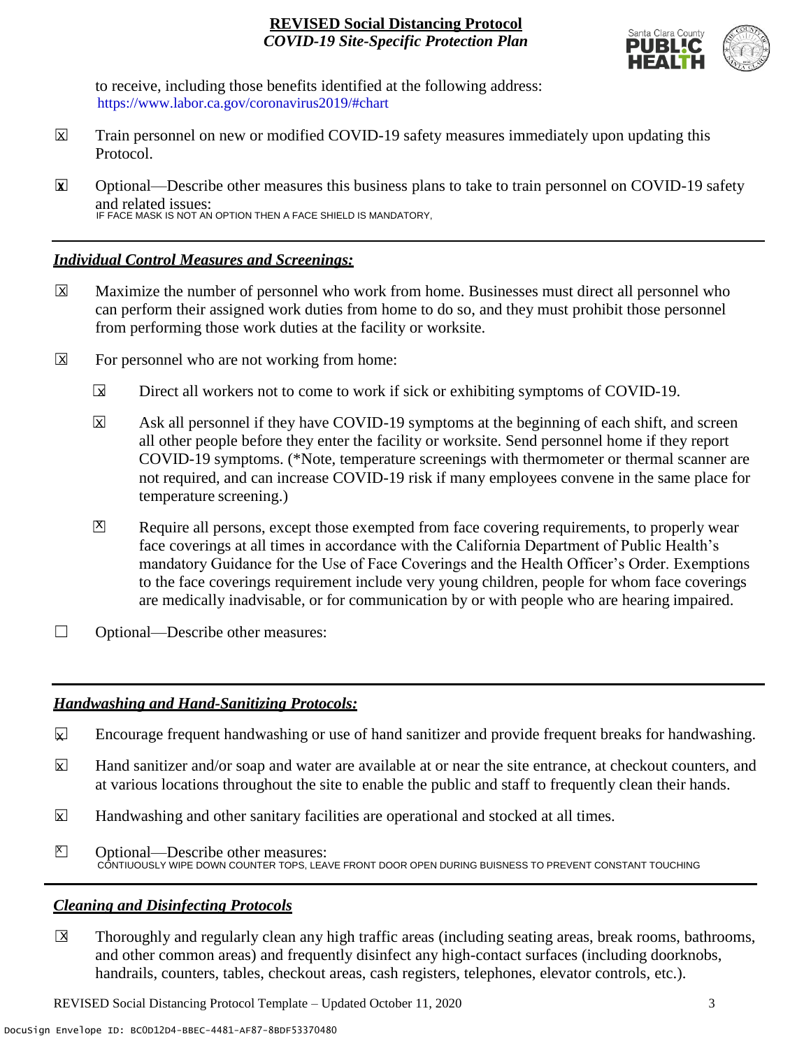to receive, including those benefits identified at the following address: https://www.labor.ca.gov/coronavirus2019/#chart

☒ Train personnel on new or modified COVID-19 safety measures immediately upon updating this Protocol.

☒ Optional—Describe other measures this business plans to take to train personnel on COVID-19 safety and related issues:
IF FACE MASK IS NOT AN OPTION THEN A FACE SHIELD IS MANDATORY,

## *Individual Control Measures and Screenings:*

☒ Maximize the number of personnel who work from home. Businesses must direct all personnel who can perform their assigned work duties from home to do so, and they must prohibit those personnel from performing those work duties at the facility or worksite.

☒ For personnel who are not working from home:

- ☒ Direct all workers not to come to work if sick or exhibiting symptoms of COVID-19.
- ☒ Ask all personnel if they have COVID-19 symptoms at the beginning of each shift, and screen all other people before they enter the facility or worksite. Send personnel home if they report COVID-19 symptoms. (*Note, temperature screenings with thermometer or thermal scanner are not required, and can increase COVID-19 risk if many employees convene in the same place for temperature screening.)
- ☒ Require all persons, except those exempted from face covering requirements, to properly wear face coverings at all times in accordance with the California Department of Public Health's mandatory Guidance for the Use of Face Coverings and the Health Officer's Order. Exemptions to the face coverings requirement include very young children, people for whom face coverings are medically inadvisable, or for communication by or with people who are hearing impaired.

☐ Optional—Describe other measures:

## *Handwashing and Hand-Sanitizing Protocols:*

☒ Encourage frequent handwashing or use of hand sanitizer and provide frequent breaks for handwashing.

☒ Hand sanitizer and/or soap and water are available at or near the site entrance, at checkout counters, and at various locations throughout the site to enable the public and staff to frequently clean their hands.

☒ Handwashing and other sanitary facilities are operational and stocked at all times.

☒ Optional—Describe other measures:
CONTIUOUSLY WIPE DOWN COUNTER TOPS, LEAVE FRONT DOOR OPEN DURING BUISNESS TO PREVENT CONSTANT TOUCHING

## *Cleaning and Disinfecting Protocols*

☒ Thoroughly and regularly clean any high traffic areas (including seating areas, break rooms, bathrooms, and other common areas) and frequently disinfect any high-contact surfaces (including doorknobs, handrails, counters, tables, checkout areas, cash registers, telephones, elevator controls, etc.).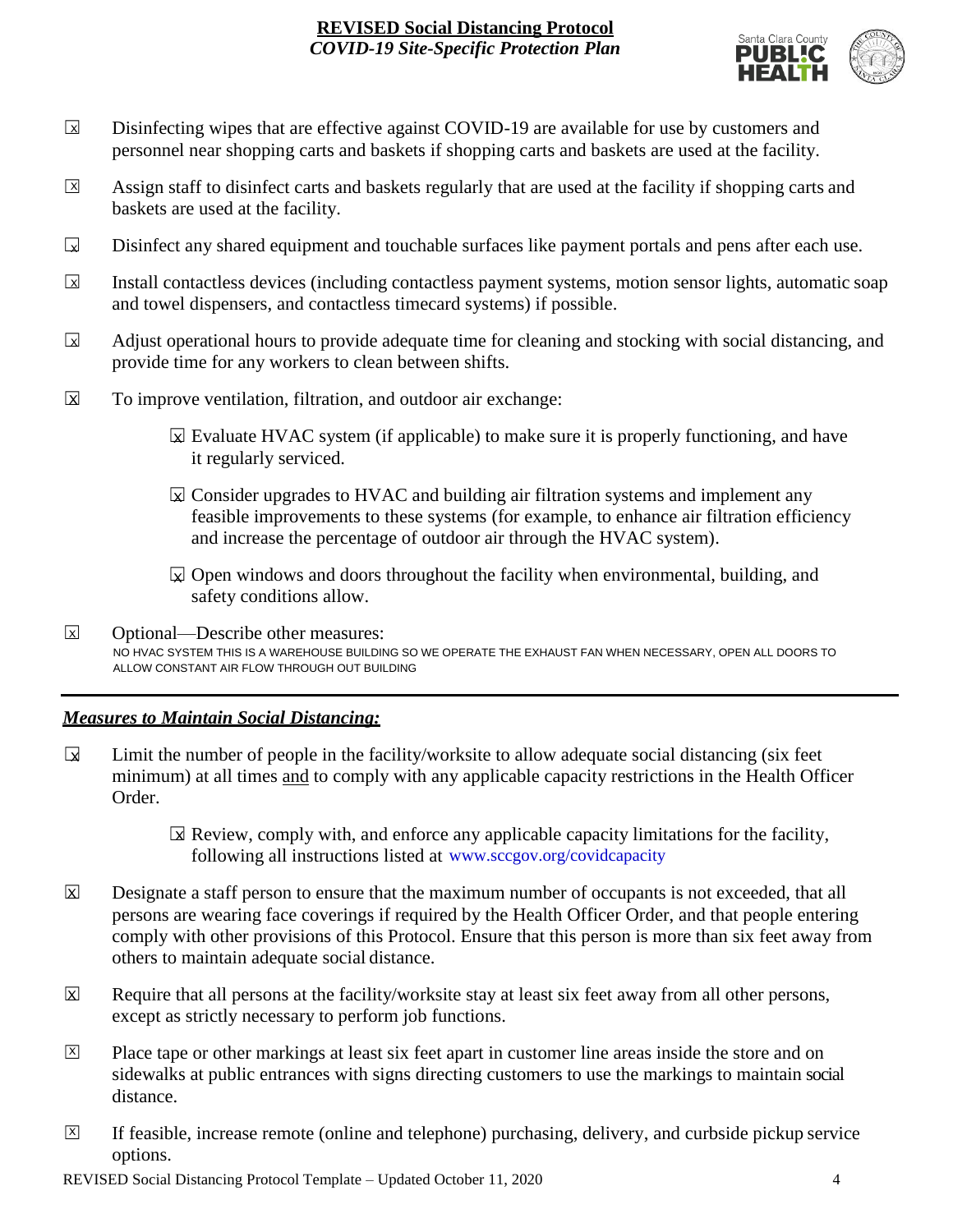- ☒ Disinfecting wipes that are effective against COVID-19 are available for use by customers and personnel near shopping carts and baskets if shopping carts and baskets are used at the facility.
- ☒ Assign staff to disinfect carts and baskets regularly that are used at the facility if shopping carts and baskets are used at the facility.
- ☒ Disinfect any shared equipment and touchable surfaces like payment portals and pens after each use.
- ☒ Install contactless devices (including contactless payment systems, motion sensor lights, automatic soap and towel dispensers, and contactless timecard systems) if possible.
- ☒ Adjust operational hours to provide adequate time for cleaning and stocking with social distancing, and provide time for any workers to clean between shifts.
- ☒ To improve ventilation, filtration, and outdoor air exchange:
  - ☒ Evaluate HVAC system (if applicable) to make sure it is properly functioning, and have it regularly serviced.
  - ☒ Consider upgrades to HVAC and building air filtration systems and implement any feasible improvements to these systems (for example, to enhance air filtration efficiency and increase the percentage of outdoor air through the HVAC system).
  - ☒ Open windows and doors throughout the facility when environmental, building, and safety conditions allow.
- ☒ Optional—Describe other measures:
  NO HVAC SYSTEM THIS IS A WAREHOUSE BUILDING SO WE OPERATE THE EXHAUST FAN WHEN NECESSARY, OPEN ALL DOORS TO ALLOW CONSTANT AIR FLOW THROUGH OUT BUILDING

---

***Measures to Maintain Social Distancing:***

- ☒ Limit the number of people in the facility/worksite to allow adequate social distancing (six feet minimum) at all times and to comply with any applicable capacity restrictions in the Health Officer Order.
  - ☒ Review, comply with, and enforce any applicable capacity limitations for the facility, following all instructions listed at www.sccgov.org/covidcapacity
- ☒ Designate a staff person to ensure that the maximum number of occupants is not exceeded, that all persons are wearing face coverings if required by the Health Officer Order, and that people entering comply with other provisions of this Protocol. Ensure that this person is more than six feet away from others to maintain adequate social distance.
- ☒ Require that all persons at the facility/worksite stay at least six feet away from all other persons, except as strictly necessary to perform job functions.
- ☒ Place tape or other markings at least six feet apart in customer line areas inside the store and on sidewalks at public entrances with signs directing customers to use the markings to maintain social distance.
- ☒ If feasible, increase remote (online and telephone) purchasing, delivery, and curbside pickup service options.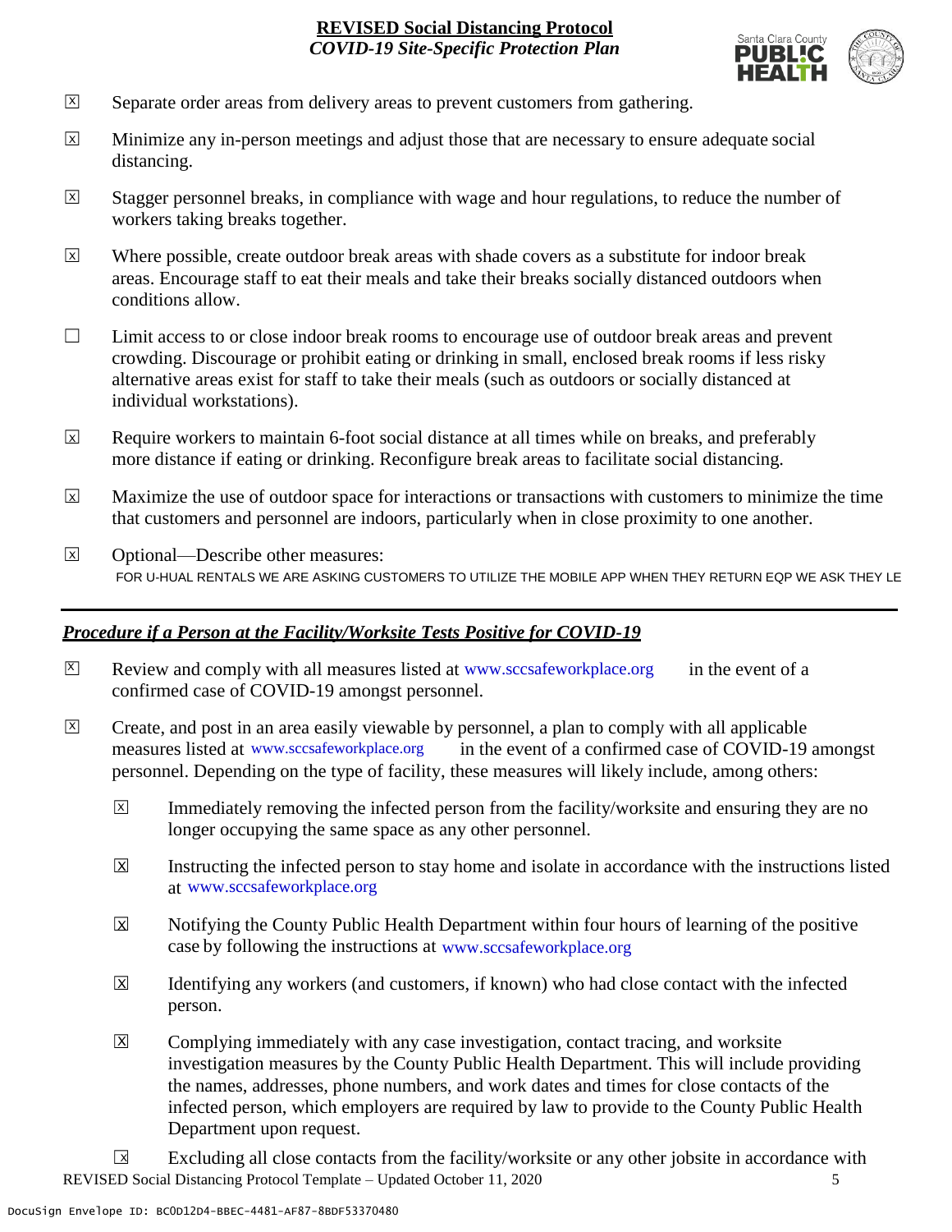- ☒ Separate order areas from delivery areas to prevent customers from gathering.
- ☒ Minimize any in-person meetings and adjust those that are necessary to ensure adequate social distancing.
- ☒ Stagger personnel breaks, in compliance with wage and hour regulations, to reduce the number of workers taking breaks together.
- ☒ Where possible, create outdoor break areas with shade covers as a substitute for indoor break areas. Encourage staff to eat their meals and take their breaks socially distanced outdoors when conditions allow.
- ☐ Limit access to or close indoor break rooms to encourage use of outdoor break areas and prevent crowding. Discourage or prohibit eating or drinking in small, enclosed break rooms if less risky alternative areas exist for staff to take their meals (such as outdoors or socially distanced at individual workstations).
- ☒ Require workers to maintain 6-foot social distance at all times while on breaks, and preferably more distance if eating or drinking. Reconfigure break areas to facilitate social distancing.
- ☒ Maximize the use of outdoor space for interactions or transactions with customers to minimize the time that customers and personnel are indoors, particularly when in close proximity to one another.
- ☒ Optional—Describe other measures:
  FOR U-HUAL RENTALS WE ARE ASKING CUSTOMERS TO UTILIZE THE MOBILE APP WHEN THEY RETURN EQP WE ASK THEY LE

---

## *Procedure if a Person at the Facility/Worksite Tests Positive for COVID-19*

- ☒ Review and comply with all measures listed at www.sccsafeworkplace.org in the event of a confirmed case of COVID-19 amongst personnel.
- ☒ Create, and post in an area easily viewable by personnel, a plan to comply with all applicable measures listed at www.sccsafeworkplace.org in the event of a confirmed case of COVID-19 amongst personnel. Depending on the type of facility, these measures will likely include, among others:
  - ☒ Immediately removing the infected person from the facility/worksite and ensuring they are no longer occupying the same space as any other personnel.
  - ☒ Instructing the infected person to stay home and isolate in accordance with the instructions listed at www.sccsafeworkplace.org
  - ☒ Notifying the County Public Health Department within four hours of learning of the positive case by following the instructions at www.sccsafeworkplace.org
  - ☒ Identifying any workers (and customers, if known) who had close contact with the infected person.
  - ☒ Complying immediately with any case investigation, contact tracing, and worksite investigation measures by the County Public Health Department. This will include providing the names, addresses, phone numbers, and work dates and times for close contacts of the infected person, which employers are required by law to provide to the County Public Health Department upon request.
  - ☒ Excluding all close contacts from the facility/worksite or any other jobsite in accordance with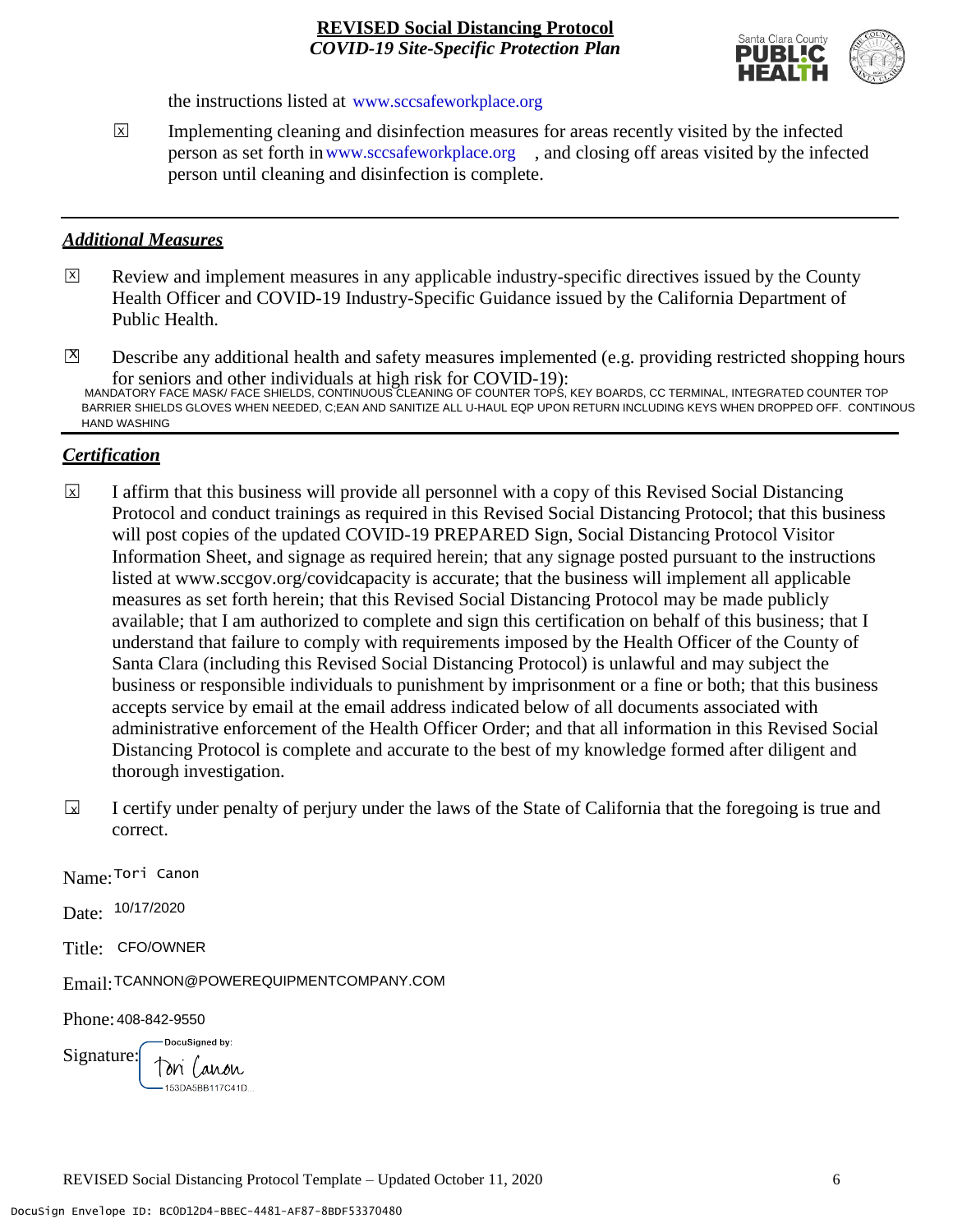the instructions listed at www.sccsafeworkplace.org

☒ Implementing cleaning and disinfection measures for areas recently visited by the infected person as set forth in www.sccsafeworkplace.org , and closing off areas visited by the infected person until cleaning and disinfection is complete.

---

## *Additional Measures*

☒ Review and implement measures in any applicable industry-specific directives issued by the County Health Officer and COVID-19 Industry-Specific Guidance issued by the California Department of Public Health.

☒ Describe any additional health and safety measures implemented (e.g. providing restricted shopping hours for seniors and other individuals at high risk for COVID-19):
MANDATORY FACE MASK/ FACE SHIELDS, CONTINUOUS CLEANING OF COUNTER TOPS, KEY BOARDS, CC TERMINAL, INTEGRATED COUNTER TOP BARRIER SHIELDS GLOVES WHEN NEEDED, C;EAN AND SANITIZE ALL U-HAUL EQP UPON RETURN INCLUDING KEYS WHEN DROPPED OFF. CONTINOUS HAND WASHING

---

## *Certification*

☒ I affirm that this business will provide all personnel with a copy of this Revised Social Distancing Protocol and conduct trainings as required in this Revised Social Distancing Protocol; that this business will post copies of the updated COVID-19 PREPARED Sign, Social Distancing Protocol Visitor Information Sheet, and signage as required herein; that any signage posted pursuant to the instructions listed at www.sccgov.org/covidcapacity is accurate; that the business will implement all applicable measures as set forth herein; that this Revised Social Distancing Protocol may be made publicly available; that I am authorized to complete and sign this certification on behalf of this business; that I understand that failure to comply with requirements imposed by the Health Officer of the County of Santa Clara (including this Revised Social Distancing Protocol) is unlawful and may subject the business or responsible individuals to punishment by imprisonment or a fine or both; that this business accepts service by email at the email address indicated below of all documents associated with administrative enforcement of the Health Officer Order; and that all information in this Revised Social Distancing Protocol is complete and accurate to the best of my knowledge formed after diligent and thorough investigation.

☒ I certify under penalty of perjury under the laws of the State of California that the foregoing is true and correct.

Name: Tori Canon

Date: 10/17/2020

Title: CFO/OWNER

Email: TCANNON@POWEREQUIPMENTCOMPANY.COM

Phone: 408-842-9550

Signature: DocuSigned by: Tori Canon 153DA5BB117C41D...

DocuSign Envelope ID: BC0D12D4-BBEC-4481-AF87-8BDF53370480